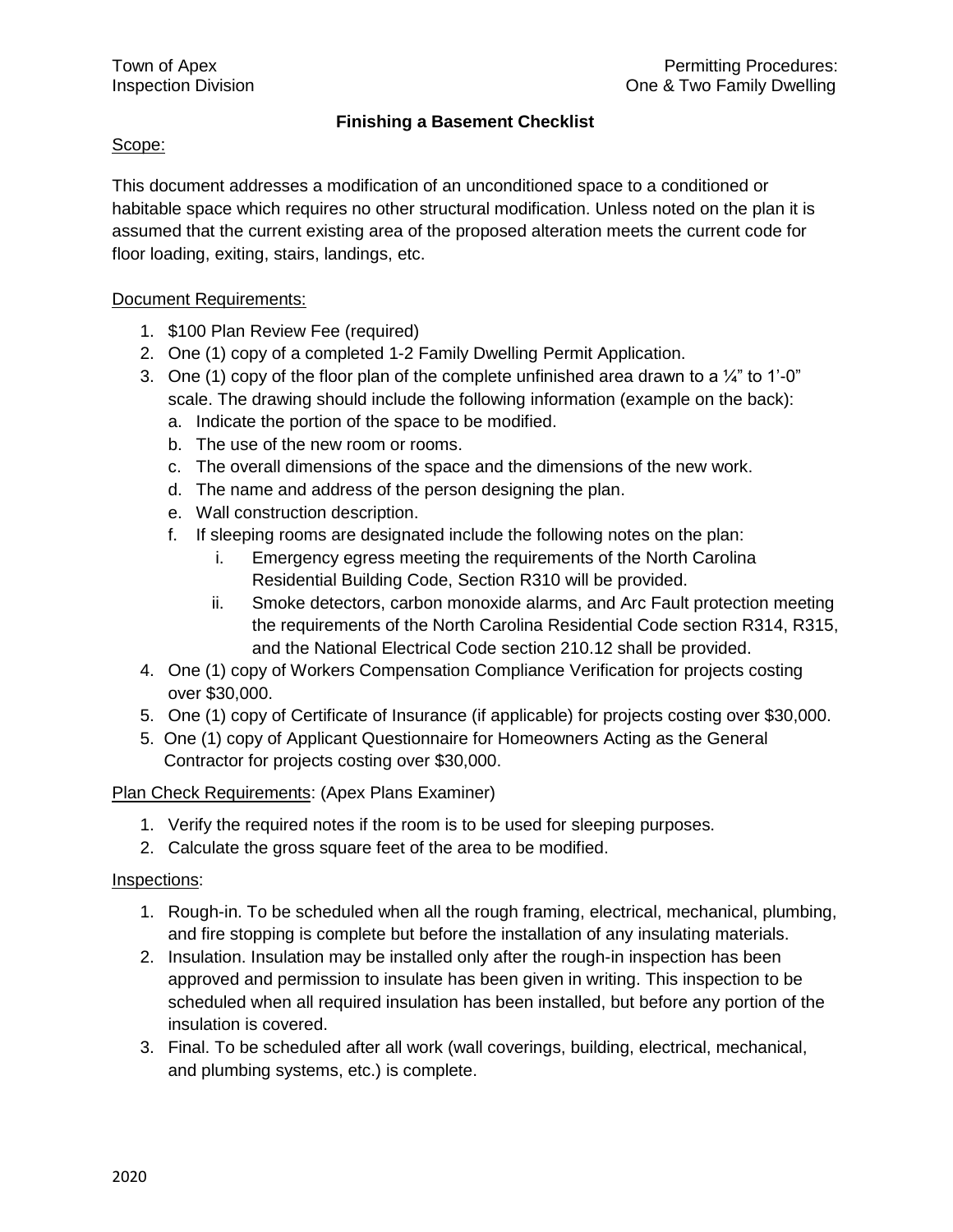Town of Apex
Inspection Division

Permitting Procedures:
One & Two Family Dwelling

# Finishing a Basement Checklist

Scope:

This document addresses a modification of an unconditioned space to a conditioned or habitable space which requires no other structural modification. Unless noted on the plan it is assumed that the current existing area of the proposed alteration meets the current code for floor loading, exiting, stairs, landings, etc.

Document Requirements:

1. $100 Plan Review Fee (required)
2. One (1) copy of a completed 1-2 Family Dwelling Permit Application.
3. One (1) copy of the floor plan of the complete unfinished area drawn to a ¼" to 1'-0" scale. The drawing should include the following information (example on the back):
   a. Indicate the portion of the space to be modified.
   b. The use of the new room or rooms.
   c. The overall dimensions of the space and the dimensions of the new work.
   d. The name and address of the person designing the plan.
   e. Wall construction description.
   f. If sleeping rooms are designated include the following notes on the plan:
      i. Emergency egress meeting the requirements of the North Carolina Residential Building Code, Section R310 will be provided.
      ii. Smoke detectors, carbon monoxide alarms, and Arc Fault protection meeting the requirements of the North Carolina Residential Code section R314, R315, and the National Electrical Code section 210.12 shall be provided.
4. One (1) copy of Workers Compensation Compliance Verification for projects costing over $30,000.
5. One (1) copy of Certificate of Insurance (if applicable) for projects costing over $30,000.
5. One (1) copy of Applicant Questionnaire for Homeowners Acting as the General Contractor for projects costing over $30,000.

Plan Check Requirements: (Apex Plans Examiner)

1. Verify the required notes if the room is to be used for sleeping purposes.
2. Calculate the gross square feet of the area to be modified.

Inspections:

1. Rough-in. To be scheduled when all the rough framing, electrical, mechanical, plumbing, and fire stopping is complete but before the installation of any insulating materials.
2. Insulation. Insulation may be installed only after the rough-in inspection has been approved and permission to insulate has been given in writing. This inspection to be scheduled when all required insulation has been installed, but before any portion of the insulation is covered.
3. Final. To be scheduled after all work (wall coverings, building, electrical, mechanical, and plumbing systems, etc.) is complete.

2020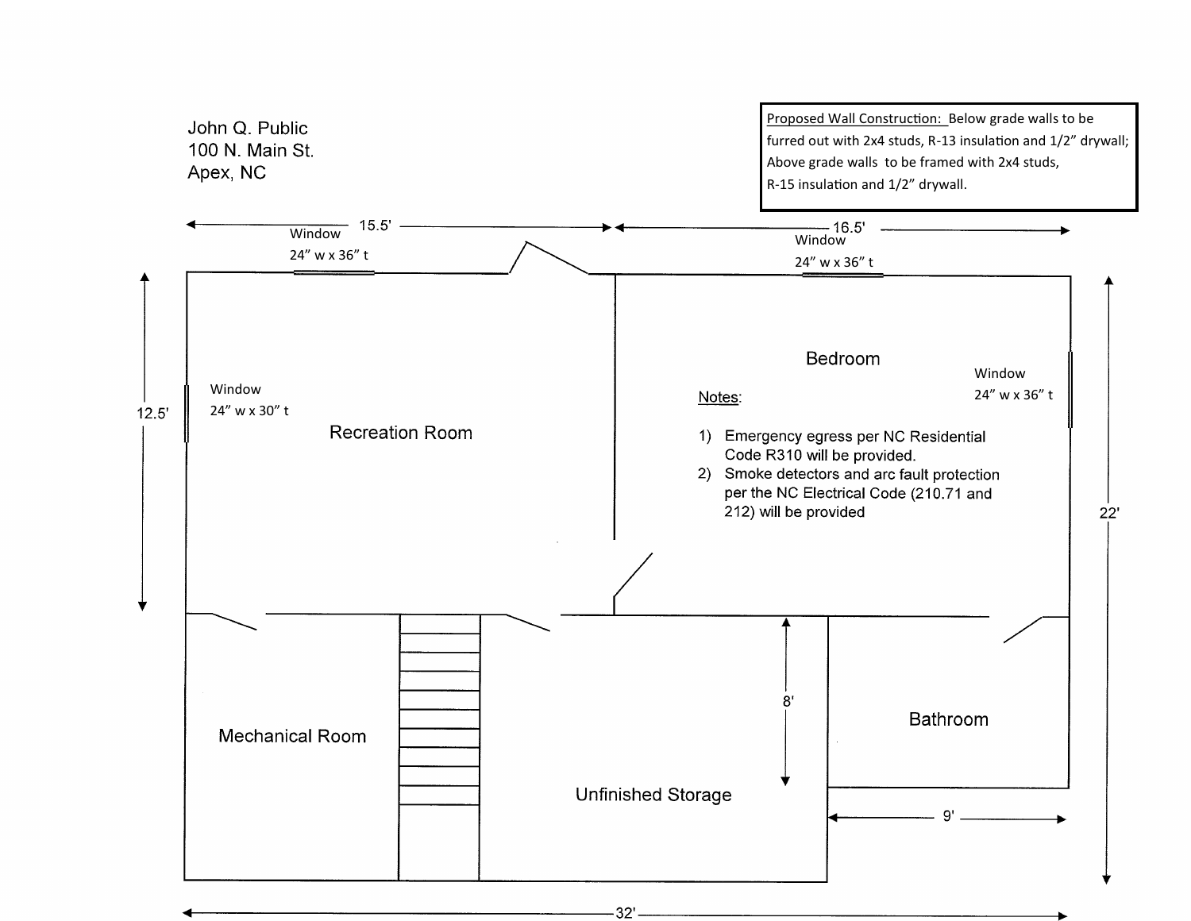John Q. Public
100 N. Main St.
Apex, NC

**Proposed Wall Construction:** Below grade walls to be furred out with 2x4 studs, R-13 insulation and 1/2" drywall; Above grade walls to be framed with 2x4 studs, R-15 insulation and 1/2" drywall.

15.5'

16.5'

Window
24" w x 36" t

Window
24" w x 36" t

12.5'

Window
24" w x 30" t

Recreation Room

Bedroom

Window
24" w x 36" t

Notes:

1) Emergency egress per NC Residential Code R310 will be provided.
2) Smoke detectors and arc fault protection per the NC Electrical Code (210.71 and 212) will be provided

22'

8'

Mechanical Room

Bathroom

Unfinished Storage

9'

32'